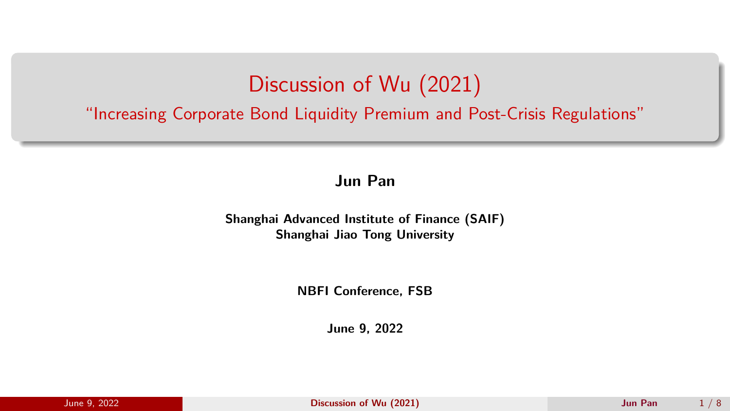# Discussion of Wu (2021)

## "Increasing Corporate Bond Liquidity Premium and Post-Crisis Regulations"

**Jun Pan**

**Shanghai Advanced Institute of Finance (SAIF)**
**Shanghai Jiao Tong University**

**NBFI Conference, FSB**

**June 9, 2022**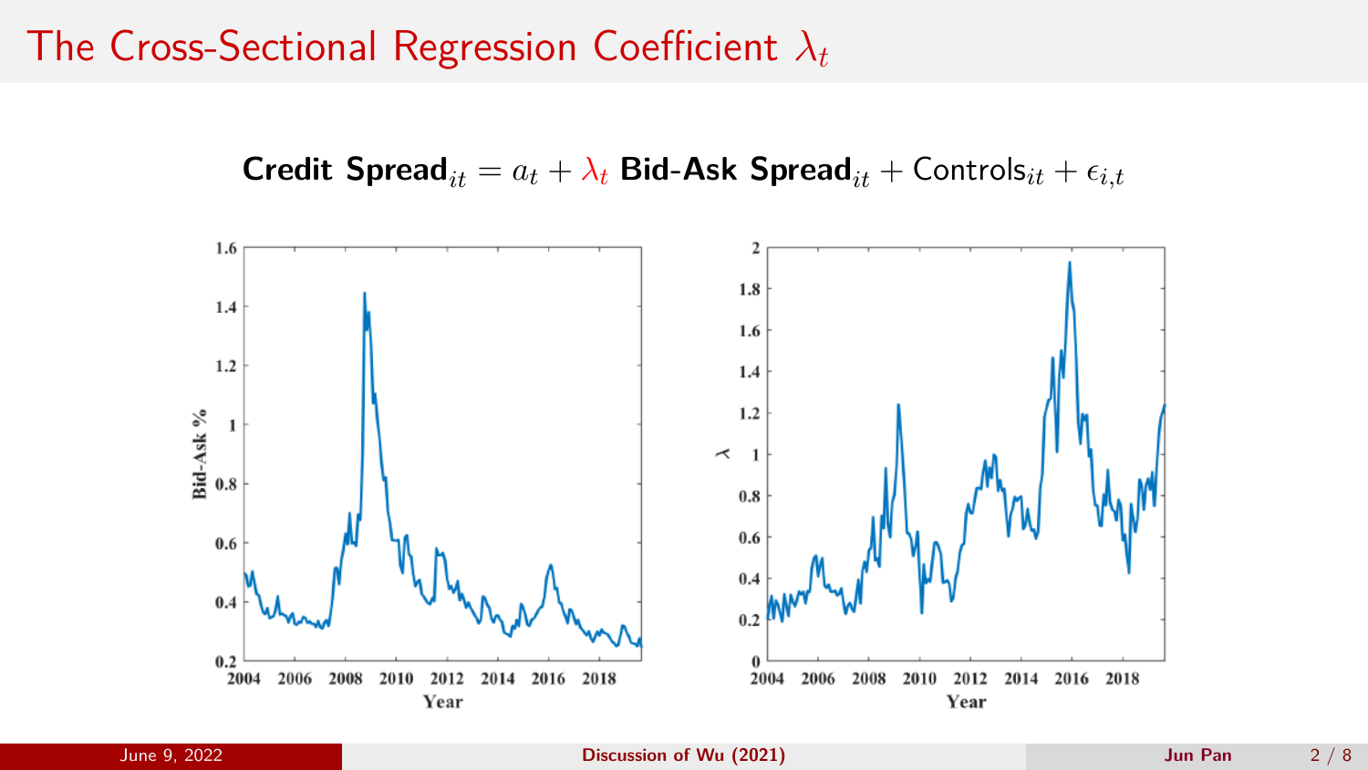# The Cross-Sectional Regression Coefficient $\lambda_t$

$$\textbf{Credit Spread}_{it} = a_t + \lambda_t \, \textbf{Bid-Ask Spread}_{it} + \text{Controls}_{it} + \epsilon_{i,t}$$

Bid-Ask %

1.6
1.4
1.2
1
0.8
0.6
0.4
0.2

2004 2006 2008 2010 2012 2014 2016 2018

Year

$\lambda$

2
1.8
1.6
1.4
1.2
1
0.8
0.6
0.4
0.2
0

2004 2006 2008 2010 2012 2014 2016 2018

Year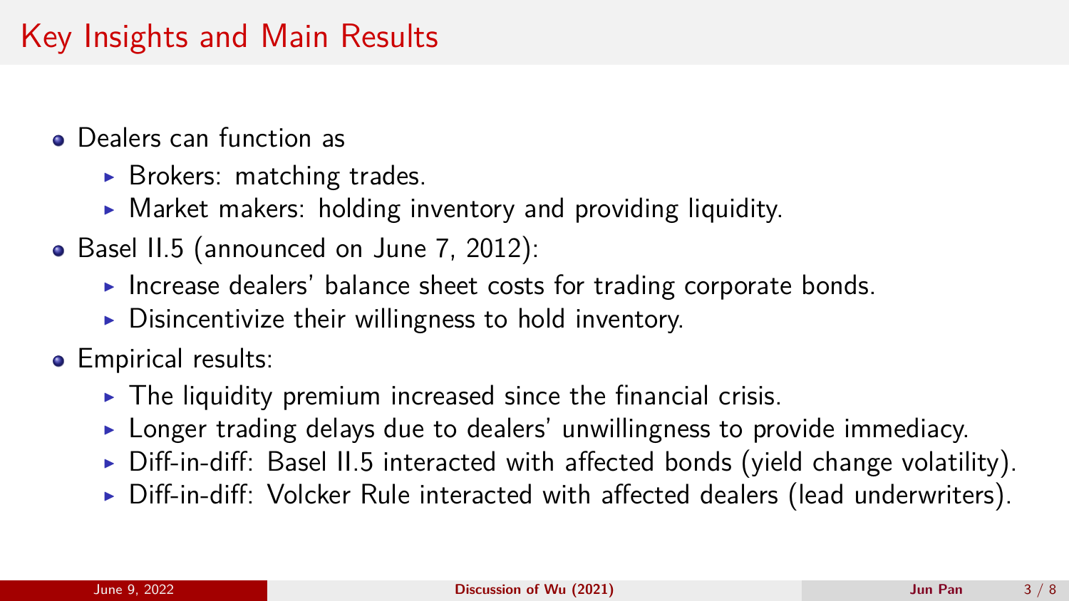# Key Insights and Main Results

- Dealers can function as
  - Brokers: matching trades.
  - Market makers: holding inventory and providing liquidity.
- Basel II.5 (announced on June 7, 2012):
  - Increase dealers' balance sheet costs for trading corporate bonds.
  - Disincentivize their willingness to hold inventory.
- Empirical results:
  - The liquidity premium increased since the financial crisis.
  - Longer trading delays due to dealers' unwillingness to provide immediacy.
  - Diff-in-diff: Basel II.5 interacted with affected bonds (yield change volatility).
  - Diff-in-diff: Volcker Rule interacted with affected dealers (lead underwriters).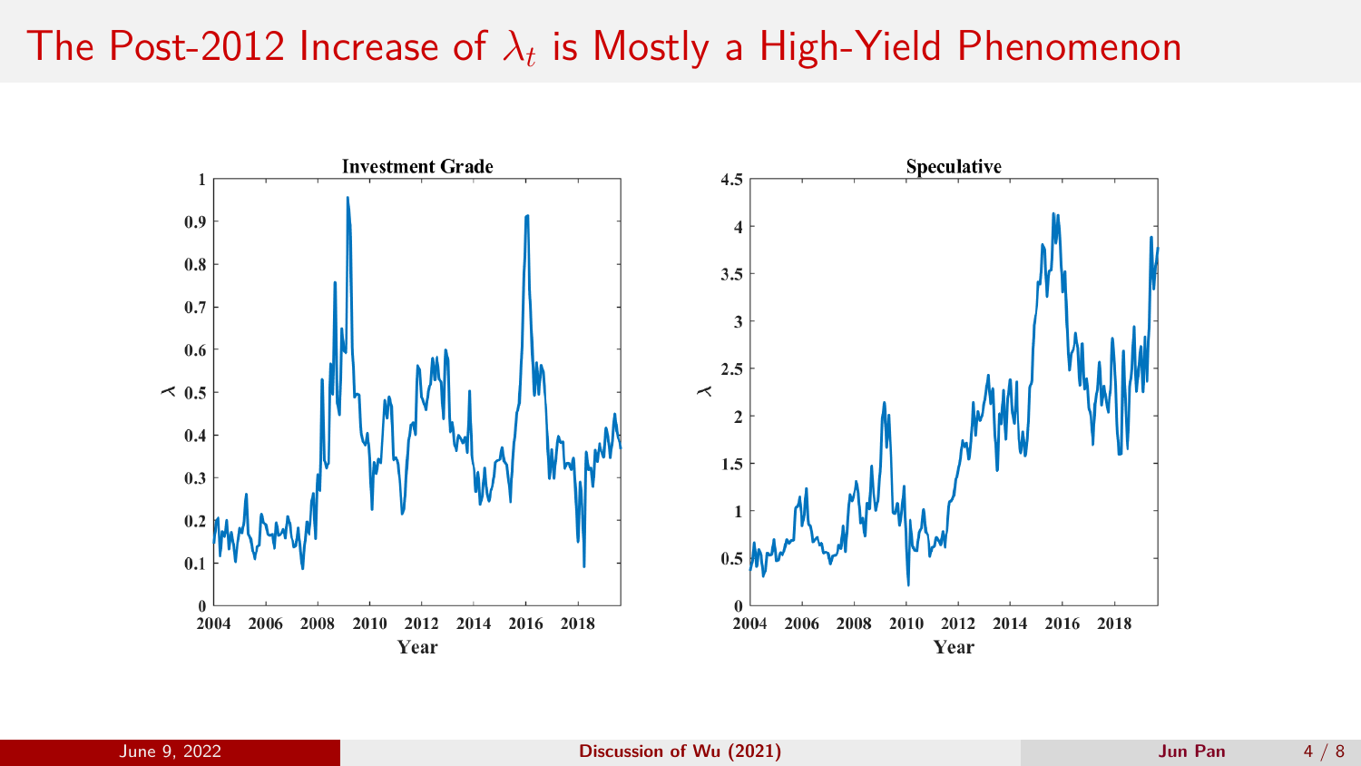# The Post-2012 Increase of $\lambda_t$ is Mostly a High-Yield Phenomenon

**Investment Grade**

$\lambda$

1
0.9
0.8
0.7
0.6
0.5
0.4
0.3
0.2
0.1
0

2004 2006 2008 2010 2012 2014 2016 2018

Year

**Speculative**

$\lambda$

4.5
4
3.5
3
2.5
2
1.5
1
0.5
0

2004 2006 2008 2010 2012 2014 2016 2018

Year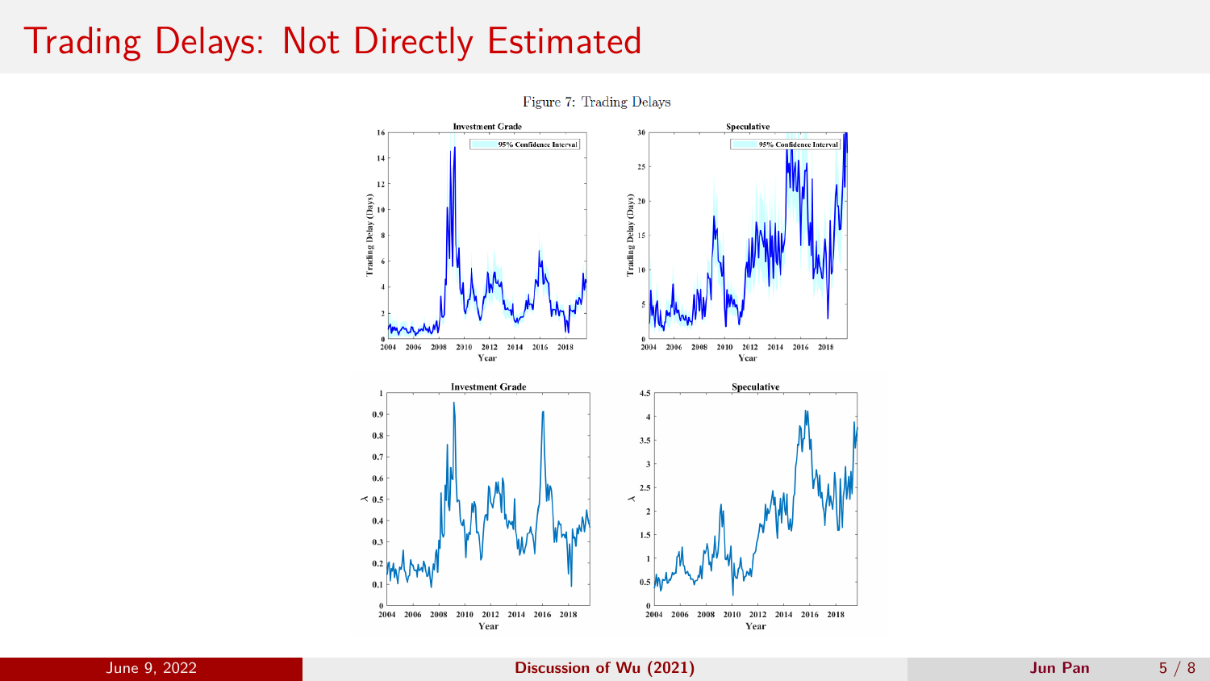# Trading Delays: Not Directly Estimated

Figure 7: Trading Delays

Investment Grade

95% Confidence Interval

Trading Delay (Days)

0
2
4
6
8
10
12
14
16

2004 2006 2008 2010 2012 2014 2016 2018

Year

Speculative

95% Confidence Interval

Trading Delay (Days)

0
5
10
15
20
25
30

2004 2006 2008 2010 2012 2014 2016 2018

Year

Investment Grade

$\lambda$

0
0.1
0.2
0.3
0.4
0.5
0.6
0.7
0.8
0.9
1

2004 2006 2008 2010 2012 2014 2016 2018

Year

Speculative

$\lambda$

0
0.5
1
1.5
2
2.5
3
3.5
4
4.5

2004 2006 2008 2010 2012 2014 2016 2018

Year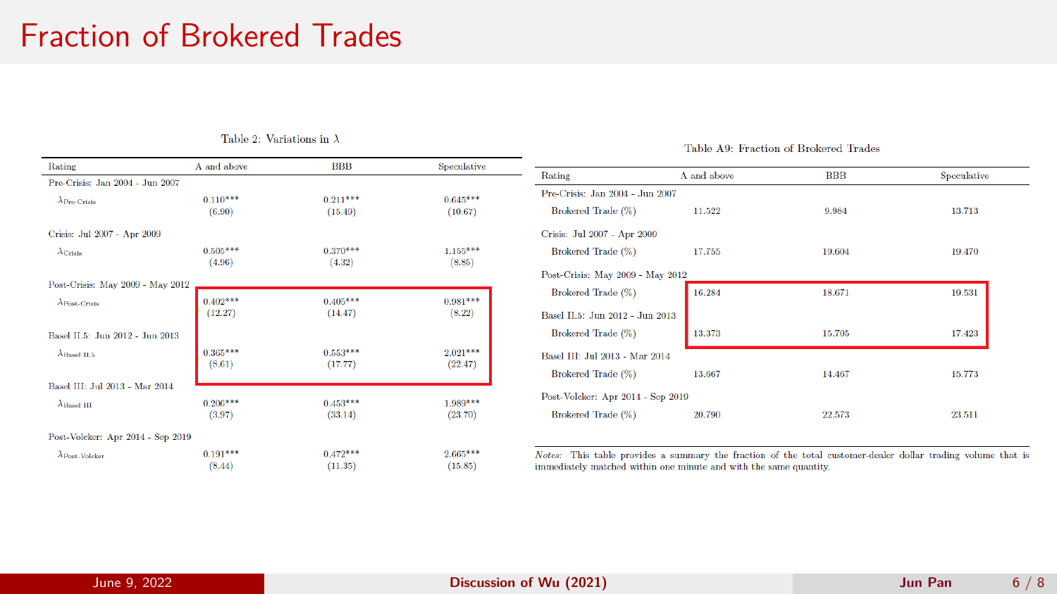# Fraction of Brokered Trades

Table 2: Variations in $\lambda$

| Rating | A and above | BBB | Speculative |
|---|---|---|---|
| Pre-Crisis: Jan 2004 - Jun 2007 | | | |
| $\lambda_{\text{Pre-Crisis}}$ | 0.110*** | 0.211*** | 0.645*** |
| | (6.90) | (15.49) | (10.67) |
| Crisis: Jul 2007 - Apr 2009 | | | |
| $\lambda_{\text{Crisis}}$ | 0.505*** | 0.370*** | 1.155*** |
| | (4.96) | (4.32) | (8.85) |
| Post-Crisis: May 2009 - May 2012 | | | |
| $\lambda_{\text{Post-Crisis}}$ | 0.402*** | 0.405*** | 0.981*** |
| | (12.27) | (14.47) | (8.22) |
| Basel II.5: Jun 2012 - Jun 2013 | | | |
| $\lambda_{\text{Basel II.5}}$ | 0.365*** | 0.553*** | 2.021*** |
| | (8.61) | (17.77) | (22.47) |
| Basel III: Jul 2013 - Mar 2014 | | | |
| $\lambda_{\text{Basel III}}$ | 0.206*** | 0.453*** | 1.989*** |
| | (3.97) | (33.14) | (23.70) |
| Post-Volcker: Apr 2014 - Sep 2019 | | | |
| $\lambda_{\text{Post-Volcker}}$ | 0.191*** | 0.472*** | 2.665*** |
| | (8.44) | (11.35) | (15.85) |

Table A9: Fraction of Brokered Trades

| Rating | A and above | BBB | Speculative |
|---|---|---|---|
| Pre-Crisis: Jan 2004 - Jun 2007 | | | |
| Brokered Trade (%) | 11.522 | 9.984 | 13.713 |
| Crisis: Jul 2007 - Apr 2009 | | | |
| Brokered Trade (%) | 17.755 | 19.604 | 19.470 |
| Post-Crisis: May 2009 - May 2012 | | | |
| Brokered Trade (%) | 16.284 | 18.671 | 19.531 |
| Basel II.5: Jun 2012 - Jun 2013 | | | |
| Brokered Trade (%) | 13.373 | 15.705 | 17.423 |
| Basel III: Jul 2013 - Mar 2014 | | | |
| Brokered Trade (%) | 13.667 | 14.467 | 15.773 |
| Post-Volcker: Apr 2014 - Sep 2019 | | | |
| Brokered Trade (%) | 20.790 | 22.573 | 23.511 |

*Notes:* This table provides a summary the fraction of the total customer-dealer dollar trading volume that is immediately matched within one minute and with the same quantity.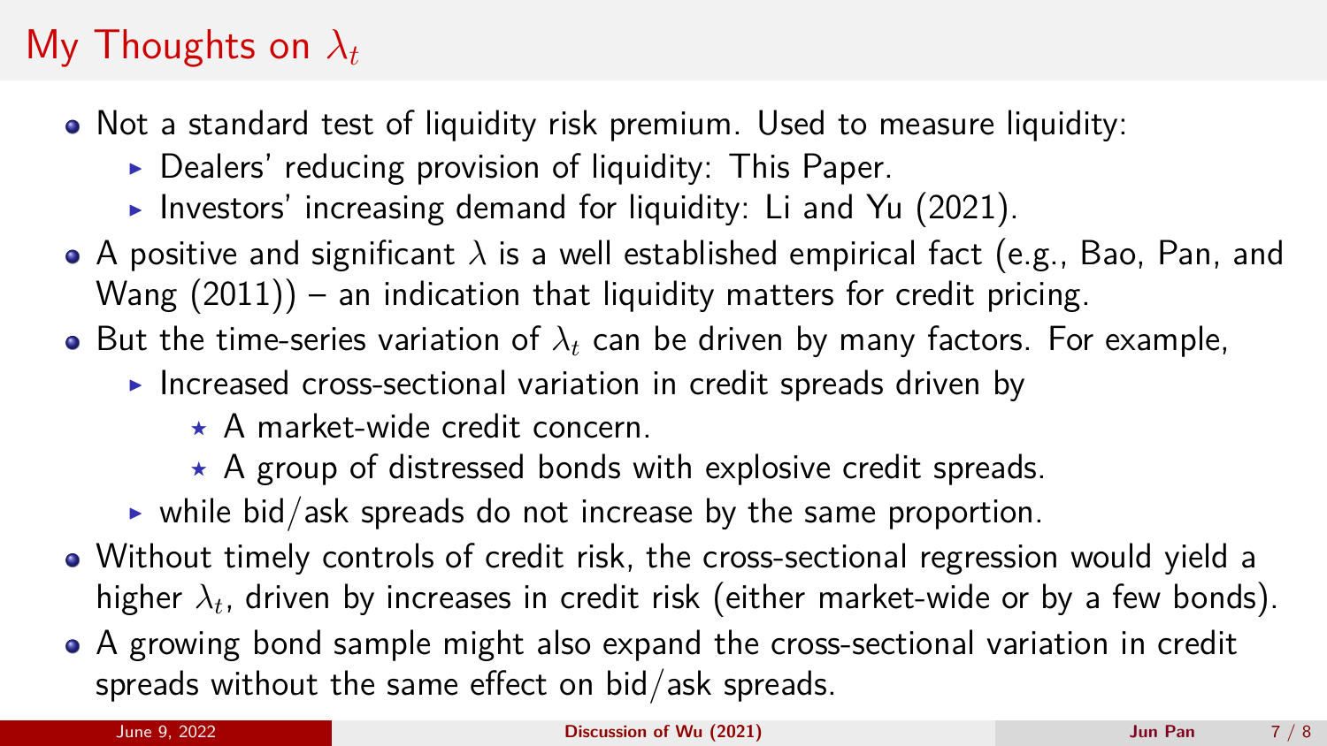# My Thoughts on $\lambda_t$

- Not a standard test of liquidity risk premium. Used to measure liquidity:
  - Dealers' reducing provision of liquidity: This Paper.
  - Investors' increasing demand for liquidity: Li and Yu (2021).
- A positive and significant $\lambda$ is a well established empirical fact (e.g., Bao, Pan, and Wang (2011)) – an indication that liquidity matters for credit pricing.
- But the time-series variation of $\lambda_t$ can be driven by many factors. For example,
  - Increased cross-sectional variation in credit spreads driven by
    - A market-wide credit concern.
    - A group of distressed bonds with explosive credit spreads.
  - while bid/ask spreads do not increase by the same proportion.
- Without timely controls of credit risk, the cross-sectional regression would yield a higher $\lambda_t$, driven by increases in credit risk (either market-wide or by a few bonds).
- A growing bond sample might also expand the cross-sectional variation in credit spreads without the same effect on bid/ask spreads.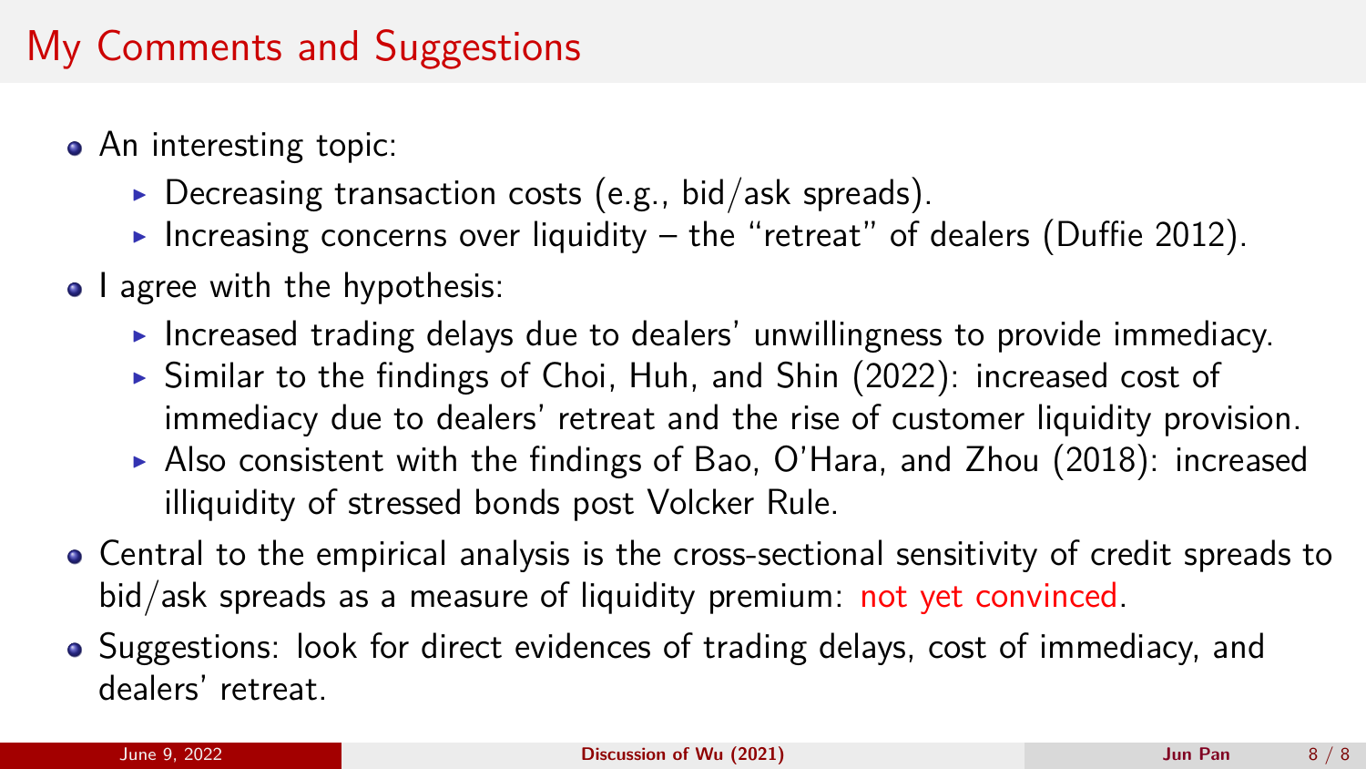# My Comments and Suggestions

- An interesting topic:
  - Decreasing transaction costs (e.g., bid/ask spreads).
  - Increasing concerns over liquidity – the "retreat" of dealers (Duffie 2012).
- I agree with the hypothesis:
  - Increased trading delays due to dealers' unwillingness to provide immediacy.
  - Similar to the findings of Choi, Huh, and Shin (2022): increased cost of immediacy due to dealers' retreat and the rise of customer liquidity provision.
  - Also consistent with the findings of Bao, O'Hara, and Zhou (2018): increased illiquidity of stressed bonds post Volcker Rule.
- Central to the empirical analysis is the cross-sectional sensitivity of credit spreads to bid/ask spreads as a measure of liquidity premium: not yet convinced.
- Suggestions: look for direct evidences of trading delays, cost of immediacy, and dealers' retreat.